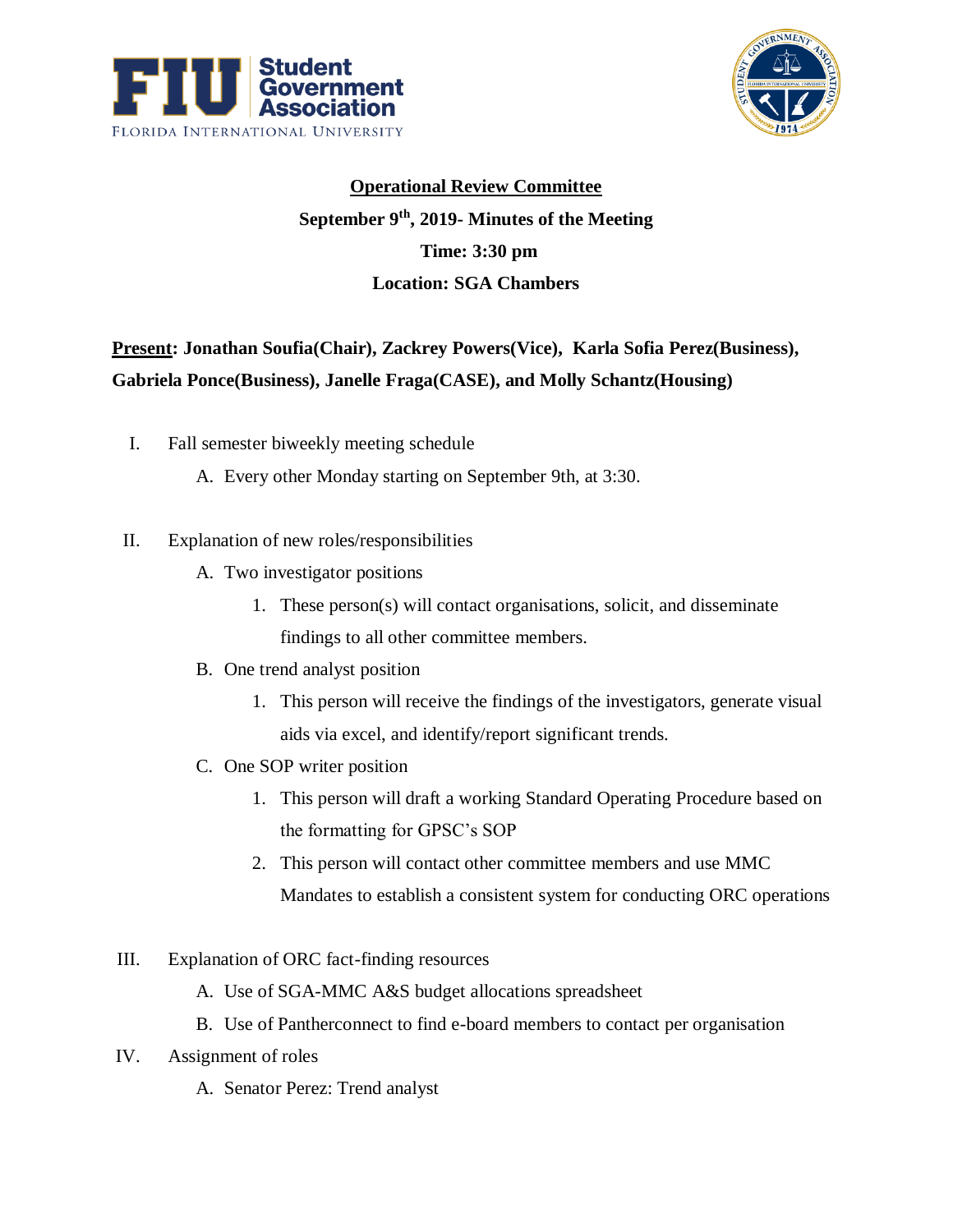**Operational Review Committee**

**September 9th, 2019- Minutes of the Meeting**

**Time: 3:30 pm**

**Location: SGA Chambers**

**Present: Jonathan Soufia(Chair), Zackrey Powers(Vice), Karla Sofia Perez(Business), Gabriela Ponce(Business), Janelle Fraga(CASE), and Molly Schantz(Housing)**

I. Fall semester biweekly meeting schedule
   A. Every other Monday starting on September 9th, at 3:30.

II. Explanation of new roles/responsibilities
   A. Two investigator positions
      1. These person(s) will contact organisations, solicit, and disseminate findings to all other committee members.
   B. One trend analyst position
      1. This person will receive the findings of the investigators, generate visual aids via excel, and identify/report significant trends.
   C. One SOP writer position
      1. This person will draft a working Standard Operating Procedure based on the formatting for GPSC's SOP
      2. This person will contact other committee members and use MMC Mandates to establish a consistent system for conducting ORC operations

III. Explanation of ORC fact-finding resources
   A. Use of SGA-MMC A&S budget allocations spreadsheet
   B. Use of Pantherconnect to find e-board members to contact per organisation

IV. Assignment of roles
   A. Senator Perez: Trend analyst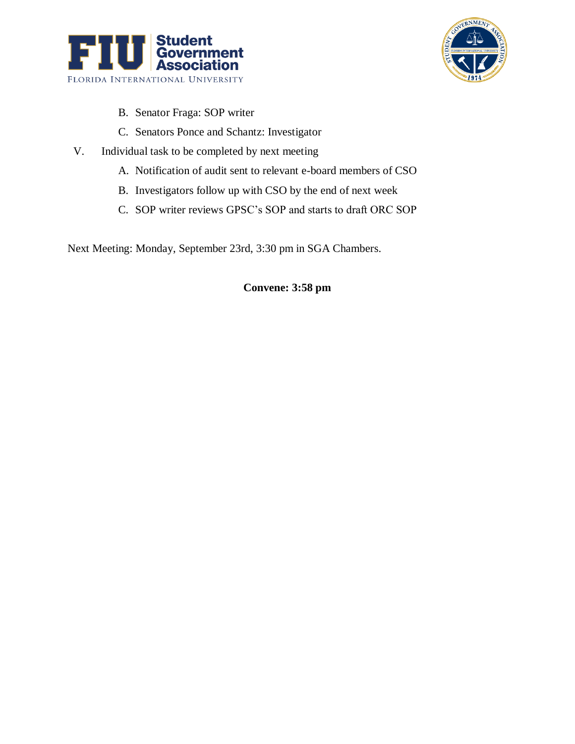B. Senator Fraga: SOP writer

C. Senators Ponce and Schantz: Investigator

V. Individual task to be completed by next meeting

A. Notification of audit sent to relevant e-board members of CSO

B. Investigators follow up with CSO by the end of next week

C. SOP writer reviews GPSC's SOP and starts to draft ORC SOP

Next Meeting: Monday, September 23rd, 3:30 pm in SGA Chambers.

**Convene: 3:58 pm**